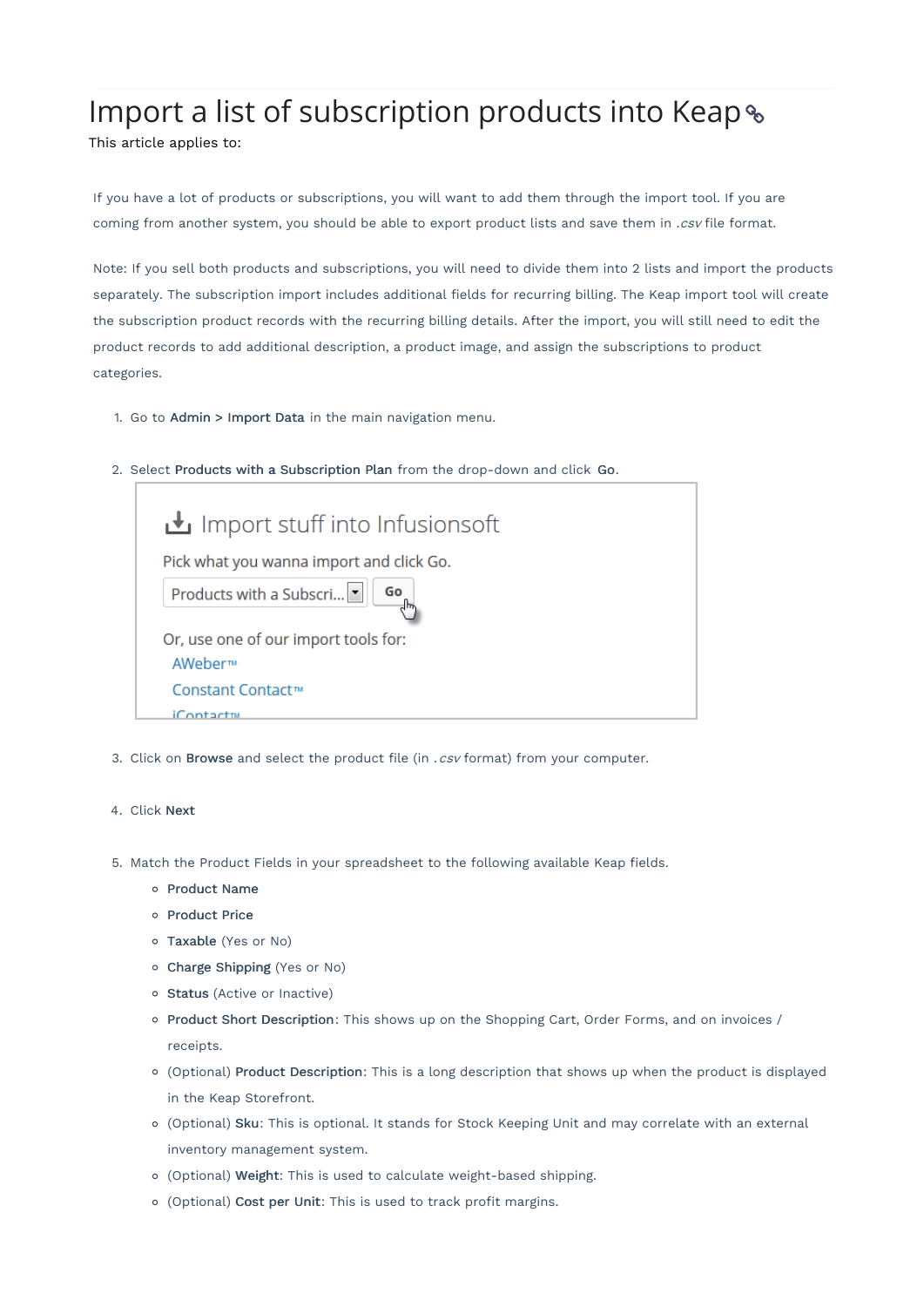# Import a list of subscription products into Keap

This article applies to:

If you have a lot of products or subscriptions, you will want to add them through the import tool. If you are coming from another system, you should be able to export product lists and save them in *.csv* file format.

Note: If you sell both products and subscriptions, you will need to divide them into 2 lists and import the products separately. The subscription import includes additional fields for recurring billing. The Keap import tool will create the subscription product records with the recurring billing details. After the import, you will still need to edit the product records to add additional description, a product image, and assign the subscriptions to product categories.

1. Go to **Admin > Import Data** in the main navigation menu.
2. Select **Products with a Subscription Plan** from the drop-down and click **Go**.
3. Click on **Browse** and select the product file (in *.csv* format) from your computer.
4. Click **Next**
5. Match the Product Fields in your spreadsheet to the following available Keap fields.
   - **Product Name**
   - **Product Price**
   - **Taxable** (Yes or No)
   - **Charge Shipping** (Yes or No)
   - **Status** (Active or Inactive)
   - **Product Short Description**: This shows up on the Shopping Cart, Order Forms, and on invoices / receipts.
   - (Optional) **Product Description**: This is a long description that shows up when the product is displayed in the Keap Storefront.
   - (Optional) **Sku**: This is optional. It stands for Stock Keeping Unit and may correlate with an external inventory management system.
   - (Optional) **Weight**: This is used to calculate weight-based shipping.
   - (Optional) **Cost per Unit**: This is used to track profit margins.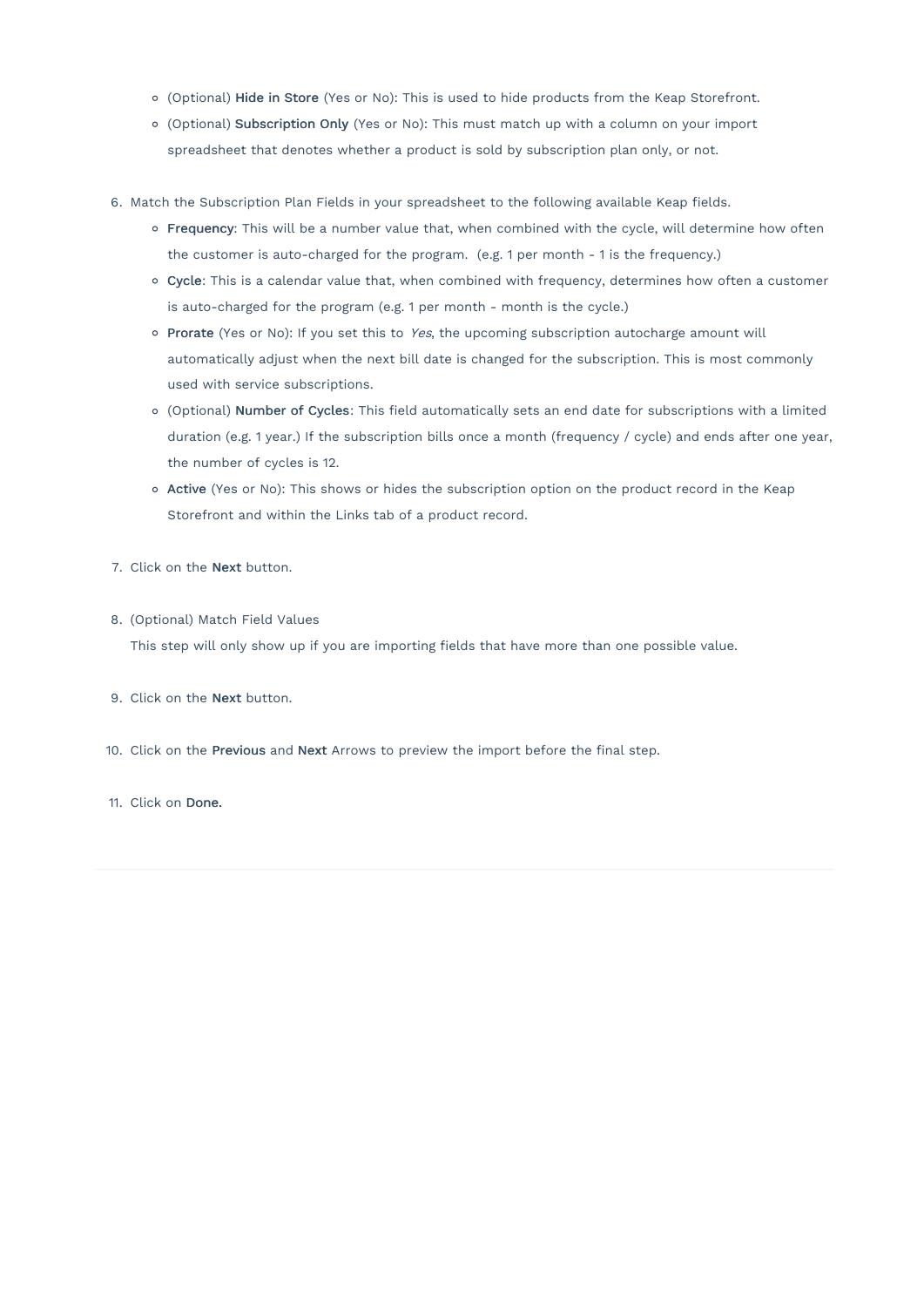- (Optional) **Hide in Store** (Yes or No): This is used to hide products from the Keap Storefront.
- (Optional) **Subscription Only** (Yes or No): This must match up with a column on your import spreadsheet that denotes whether a product is sold by subscription plan only, or not.

6. Match the Subscription Plan Fields in your spreadsheet to the following available Keap fields.
   - **Frequency**: This will be a number value that, when combined with the cycle, will determine how often the customer is auto-charged for the program.  (e.g. 1 per month - 1 is the frequency.)
   - **Cycle**: This is a calendar value that, when combined with frequency, determines how often a customer is auto-charged for the program (e.g. 1 per month - month is the cycle.)
   - **Prorate** (Yes or No): If you set this to *Yes*, the upcoming subscription autocharge amount will automatically adjust when the next bill date is changed for the subscription. This is most commonly used with service subscriptions.
   - (Optional) **Number of Cycles**: This field automatically sets an end date for subscriptions with a limited duration (e.g. 1 year.) If the subscription bills once a month (frequency / cycle) and ends after one year, the number of cycles is 12.
   - **Active** (Yes or No): This shows or hides the subscription option on the product record in the Keap Storefront and within the Links tab of a product record.

7. Click on the **Next** button.

8. (Optional) Match Field Values
   This step will only show up if you are importing fields that have more than one possible value.

9. Click on the **Next** button.

10. Click on the **Previous** and **Next** Arrows to preview the import before the final step.

11. Click on **Done.**